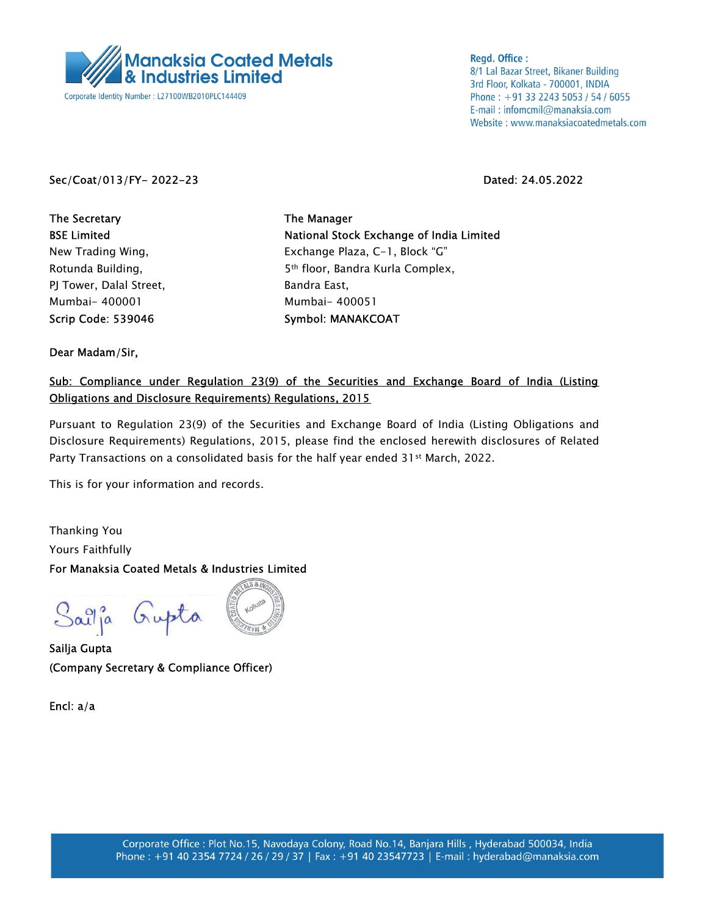**Manaksia Coated Metals & Industries Limited**

Corporate Identity Number : L27100WB2010PLC144409

**Regd. Office :**
8/1 Lal Bazar Street, Bikaner Building
3rd Floor, Kolkata - 700001, INDIA
Phone : +91 33 2243 5053 / 54 / 6055
E-mail : infomcmil@manaksia.com
Website : www.manaksiacoatedmetals.com

Sec/Coat/013/FY- 2022-23

Dated: 24.05.2022

The Secretary
BSE Limited
New Trading Wing,
Rotunda Building,
PJ Tower, Dalal Street,
Mumbai- 400001
Scrip Code: 539046

The Manager
National Stock Exchange of India Limited
Exchange Plaza, C-1, Block "G"
5th floor, Bandra Kurla Complex,
Bandra East,
Mumbai- 400051
Symbol: MANAKCOAT

Dear Madam/Sir,

**Sub: Compliance under Regulation 23(9) of the Securities and Exchange Board of India (Listing Obligations and Disclosure Requirements) Regulations, 2015**

Pursuant to Regulation 23(9) of the Securities and Exchange Board of India (Listing Obligations and Disclosure Requirements) Regulations, 2015, please find the enclosed herewith disclosures of Related Party Transactions on a consolidated basis for the half year ended 31st March, 2022.

This is for your information and records.

Thanking You
Yours Faithfully
For Manaksia Coated Metals & Industries Limited

Sailja Gupta
(Company Secretary & Compliance Officer)

Encl: a/a

Corporate Office : Plot No.15, Navodaya Colony, Road No.14, Banjara Hills , Hyderabad 500034, India
Phone : +91 40 2354 7724 / 26 / 29 / 37 | Fax : +91 40 23547723 | E-mail : hyderabad@manaksia.com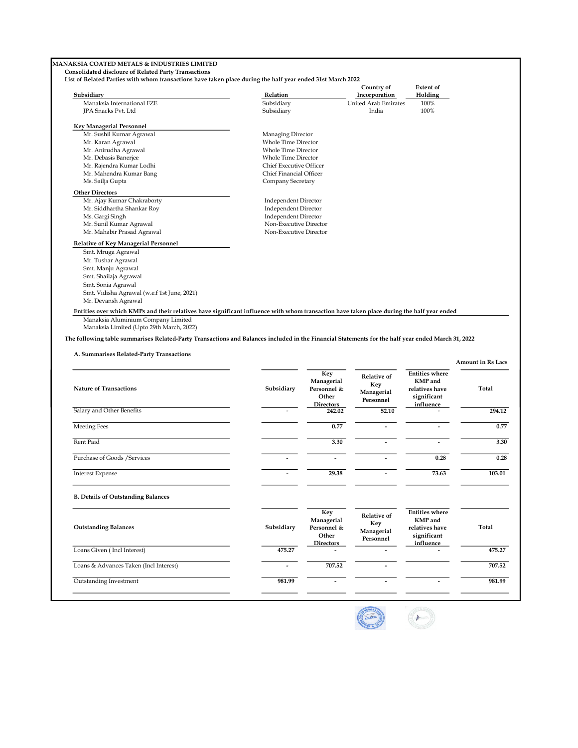**MANAKSIA COATED METALS & INDUSTRIES LIMITED**

**Consolidated disclosure of Related Party Transactions**

**List of Related Parties with whom transactions have taken place during the half year ended 31st March 2022**

| Subsidiary | Relation | Country of Incorporation | Extent of Holding |
|---|---|---|---|
| Manaksia International FZE | Subsidiary | United Arab Emirates | 100% |
| JPA Snacks Pvt. Ltd | Subsidiary | India | 100% |

| **Key Managerial Personnel** | |
|---|---|
| Mr. Sushil Kumar Agrawal | Managing Director |
| Mr. Karan Agrawal | Whole Time Director |
| Mr. Anirudha Agrawal | Whole Time Director |
| Mr. Debasis Banerjee | Whole Time Director |
| Mr. Rajendra Kumar Lodhi | Chief Executive Officer |
| Mr. Mahendra Kumar Bang | Chief Financial Officer |
| Ms. Sailja Gupta | Company Secretary |

| **Other Directors** | |
|---|---|
| Mr. Ajay Kumar Chakraborty | Independent Director |
| Mr. Siddhartha Shankar Roy | Independent Director |
| Ms. Gargi Singh | Independent Director |
| Mr. Sunil Kumar Agrawal | Non-Executive Director |
| Mr. Mahabir Prasad Agrawal | Non-Executive Director |

**Relative of Key Managerial Personnel**

- Smt. Mruga Agrawal
- Mr. Tushar Agrawal
- Smt. Manju Agrawal
- Smt. Shailaja Agrawal
- Smt. Sonia Agrawal
- Smt. Vidisha Agrawal (w.e.f 1st June, 2021)
- Mr. Devansh Agrawal

**Entities over which KMPs and their relatives have significant influence with whom transaction have taken place during the half year ended**

- Manaksia Aluminium Company Limited
- Manaksia Limited (Upto 29th March, 2022)

**The following table summarises Related-Party Transactions and Balances included in the Financial Statements for the half year ended March 31, 2022**

**A. Summarises Related-Party Transactions**

Amount in Rs Lacs

| Nature of Transactions | Subsidiary | Key Managerial Personnel & Other Directors | Relative of Key Managerial Personnel | Entities where KMP and relatives have significant influence | Total |
|---|---|---|---|---|---|
| Salary and Other Benefits | - | 242.02 | 52.10 | - | 294.12 |
| Meeting Fees | | 0.77 | - | - | 0.77 |
| Rent Paid | | 3.30 | - | - | 3.30 |
| Purchase of Goods /Services | - | - | - | 0.28 | 0.28 |
| Interest Expense | - | 29.38 | - | 73.63 | 103.01 |

**B. Details of Outstanding Balances**

| Outstanding Balances | Subsidiary | Key Managerial Personnel & Other Directors | Relative of Key Managerial Personnel | Entities where KMP and relatives have significant influence | Total |
|---|---|---|---|---|---|
| Loans Given ( Incl Interest) | 475.27 | - | - | - | 475.27 |
| Loans & Advances Taken (Incl Interest) | - | 707.52 | - | | 707.52 |
| Outstanding Investment | 981.99 | - | - | - | 981.99 |